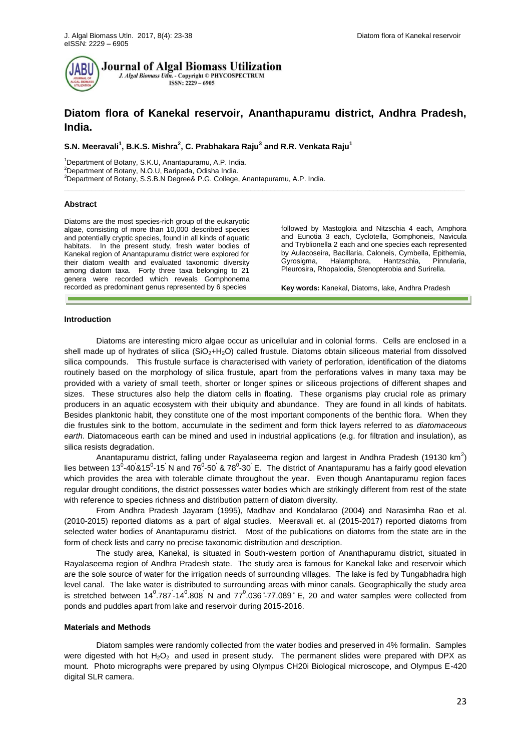# Diatom flora of Kanekal reservoir, Ananthapuramu district, Andhra Pradesh, India.

**S.N. Meeravali[1], B.K.S. Mishra[2], C. Prabhakara Raju[3] and R.R. Venkata Raju[1]**

[1]Department of Botany, S.K.U, Anantapuramu, A.P. India.
[2]Department of Botany, N.O.U, Baripada, Odisha India.
[3]Department of Botany, S.S.B.N Degree& P.G. College, Anantapuramu, A.P. India.

### Abstract

Diatoms are the most species-rich group of the eukaryotic algae, consisting of more than 10,000 described species and potentially cryptic species, found in all kinds of aquatic habitats. In the present study, fresh water bodies of Kanekal region of Anantapuramu district were explored for their diatom wealth and evaluated taxonomic diversity among diatom taxa. Forty three taxa belonging to 21 genera were recorded which reveals Gomphonema recorded as predominant genus represented by 6 species followed by Mastogloia and Nitzschia 4 each, Amphora and Eunotia 3 each, Cyclotella, Gomphoneis, Navicula and Tryblionella 2 each and one species each represented by Aulacoseira, Bacillaria, Caloneis, Cymbella, Epithemia, Gyrosigma, Halamphora, Hantzschia, Pinnularia, Pleurosira, Rhopalodia, Stenopterobia and Surirella.

**Key words:** Kanekal, Diatoms, lake, Andhra Pradesh

### Introduction

Diatoms are interesting micro algae occur as unicellular and in colonial forms. Cells are enclosed in a shell made up of hydrates of silica ($SiO_2$+$H_2O$) called frustule. Diatoms obtain siliceous material from dissolved silica compounds. This frustule surface is characterised with variety of perforation, identification of the diatoms routinely based on the morphology of silica frustule, apart from the perforations valves in many taxa may be provided with a variety of small teeth, shorter or longer spines or siliceous projections of different shapes and sizes. These structures also help the diatom cells in floating. These organisms play crucial role as primary producers in an aquatic ecosystem with their ubiquity and abundance. They are found in all kinds of habitats. Besides planktonic habit, they constitute one of the most important components of the benthic flora. When they die frustules sink to the bottom, accumulate in the sediment and form thick layers referred to as *diatomaceous earth*. Diatomaceous earth can be mined and used in industrial applications (e.g. for filtration and insulation), as silica resists degradation.

Anantapuramu district, falling under Rayalaseema region and largest in Andhra Pradesh (19130 km$^2$) lies between $13^0$-40'&$15^0$-15' N and $76^0$-50' & $78^0$-30' E. The district of Anantapuramu has a fairly good elevation which provides the area with tolerable climate throughout the year. Even though Anantapuramu region faces regular drought conditions, the district possesses water bodies which are strikingly different from rest of the state with reference to species richness and distribution pattern of diatom diversity.

From Andhra Pradesh Jayaram (1995), Madhav and Kondalarao (2004) and Narasimha Rao et al. (2010-2015) reported diatoms as a part of algal studies. Meeravali et. al (2015-2017) reported diatoms from selected water bodies of Anantapuramu district. Most of the publications on diatoms from the state are in the form of check lists and carry no precise taxonomic distribution and description.

The study area, Kanekal, is situated in South-western portion of Ananthapuramu district, situated in Rayalaseema region of Andhra Pradesh state. The study area is famous for Kanekal lake and reservoir which are the sole source of water for the irrigation needs of surrounding villages. The lake is fed by Tungabhadra high level canal. The lake water is distributed to surrounding areas with minor canals. Geographically the study area is stretched between $14^0$.787'-$14^0$.808' N and $77^0$.036°-77.089° E, 20 and water samples were collected from ponds and puddles apart from lake and reservoir during 2015-2016.

### Materials and Methods

Diatom samples were randomly collected from the water bodies and preserved in 4% formalin. Samples were digested with hot $H_2O_2$ and used in present study. The permanent slides were prepared with DPX as mount. Photo micrographs were prepared by using Olympus CH20i Biological microscope, and Olympus E-420 digital SLR camera.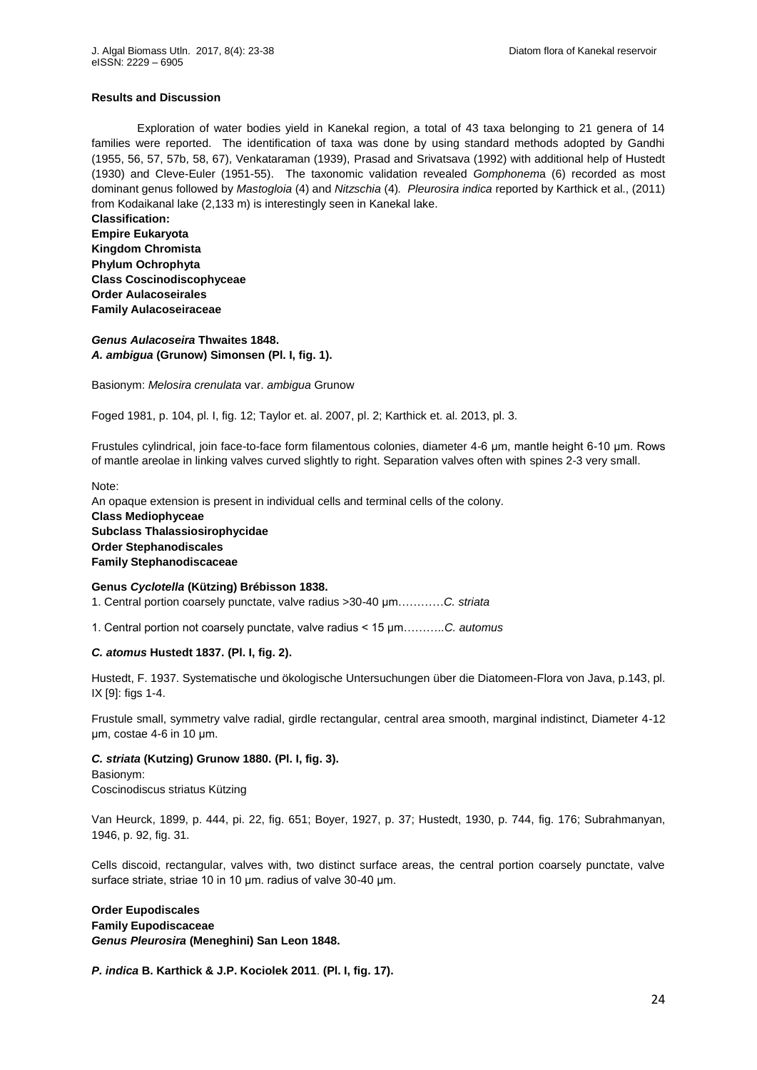**Results and Discussion**

Exploration of water bodies yield in Kanekal region, a total of 43 taxa belonging to 21 genera of 14 families were reported. The identification of taxa was done by using standard methods adopted by Gandhi (1955, 56, 57, 57b, 58, 67), Venkataraman (1939), Prasad and Srivatsava (1992) with additional help of Hustedt (1930) and Cleve-Euler (1951-55). The taxonomic validation revealed *Gomphonem*a (6) recorded as most dominant genus followed by *Mastogloia* (4) and *Nitzschia* (4). *Pleurosira indica* reported by Karthick et al., (2011) from Kodaikanal lake (2,133 m) is interestingly seen in Kanekal lake.

**Classification:**
**Empire Eukaryota**
**Kingdom Chromista**
**Phylum Ochrophyta**
**Class Coscinodiscophyceae**
**Order Aulacoseirales**
**Family Aulacoseiraceae**

***Genus Aulacoseira* Thwaites 1848.**
***A. ambigua* (Grunow) Simonsen (Pl. I, fig. 1).**

Basionym: *Melosira crenulata* var. *ambigua* Grunow

Foged 1981, p. 104, pl. I, fig. 12; Taylor et. al. 2007, pl. 2; Karthick et. al. 2013, pl. 3.

Frustules cylindrical, join face-to-face form filamentous colonies, diameter 4-6 µm, mantle height 6-10 µm. Rows of mantle areolae in linking valves curved slightly to right. Separation valves often with spines 2-3 very small.

Note:
An opaque extension is present in individual cells and terminal cells of the colony.
**Class Mediophyceae**
**Subclass Thalassiosirophycidae**
**Order Stephanodiscales**
**Family Stephanodiscaceae**

**Genus *Cyclotella* (Kützing) Brébisson 1838.**

1. Central portion coarsely punctate, valve radius >30-40 µm…………*C. striata*

1. Central portion not coarsely punctate, valve radius < 15 µm………..*C. automus*

***C. atomus* Hustedt 1837. (Pl. I, fig. 2).**

Hustedt, F. 1937. Systematische und ökologische Untersuchungen über die Diatomeen-Flora von Java, p.143, pl. IX [9]: figs 1-4.

Frustule small, symmetry valve radial, girdle rectangular, central area smooth, marginal indistinct, Diameter 4-12 µm, costae 4-6 in 10 µm.

***C. striata* (Kutzing) Grunow 1880. (Pl. I, fig. 3).**
Basionym:
Coscinodiscus striatus Kützing

Van Heurck, 1899, p. 444, pi. 22, fig. 651; Boyer, 1927, p. 37; Hustedt, 1930, p. 744, fig. 176; Subrahmanyan, 1946, p. 92, fig. 31.

Cells discoid, rectangular, valves with, two distinct surface areas, the central portion coarsely punctate, valve surface striate, striae 10 in 10 µm. radius of valve 30-40 µm.

**Order Eupodiscales**
**Family Eupodiscaceae**
***Genus Pleurosira* (Meneghini) San Leon 1848.**

***P. indica* B. Karthick & J.P. Kociolek 2011**. **(Pl. I, fig. 17).**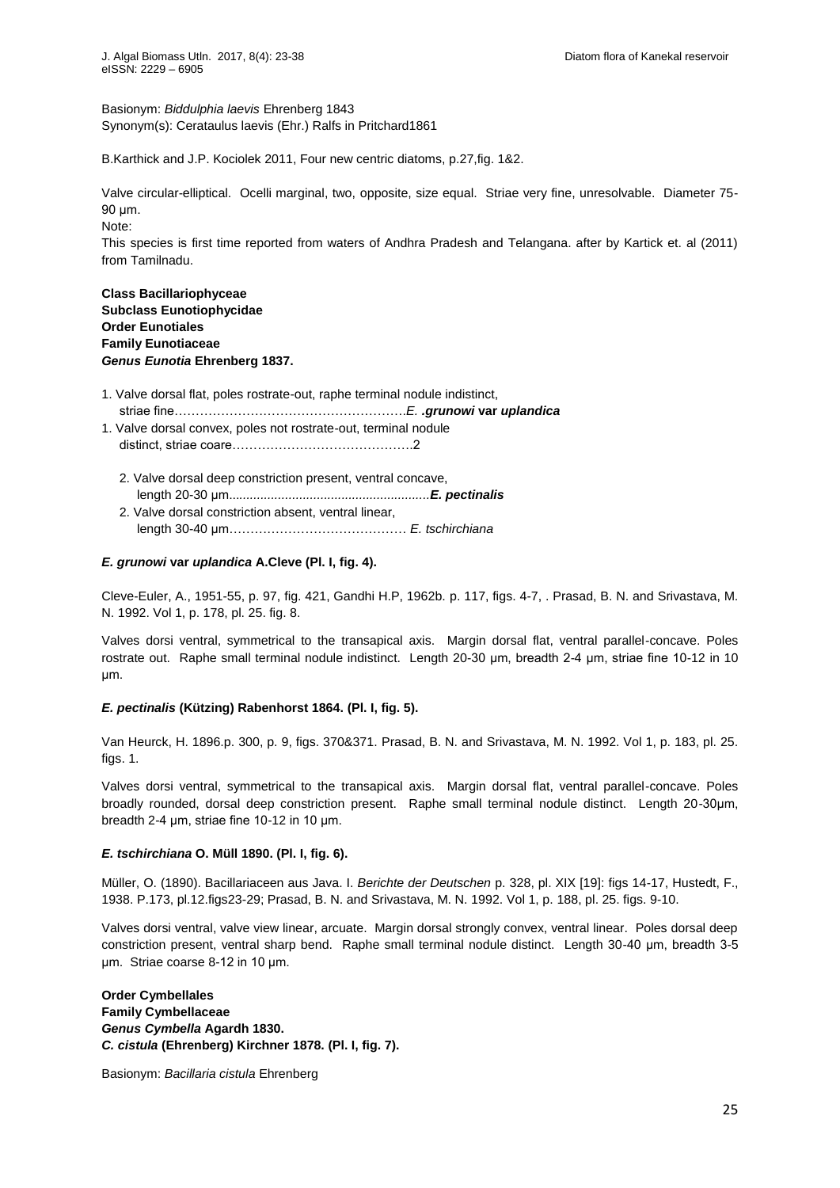Basionym: *Biddulphia laevis* Ehrenberg 1843
Synonym(s): Cerataulus laevis (Ehr.) Ralfs in Pritchard1861

B.Karthick and J.P. Kociolek 2011, Four new centric diatoms, p.27,fig. 1&2.

Valve circular-elliptical. Ocelli marginal, two, opposite, size equal. Striae very fine, unresolvable. Diameter 75-90 µm.

Note:

This species is first time reported from waters of Andhra Pradesh and Telangana. after by Kartick et. al (2011) from Tamilnadu.

**Class Bacillariophyceae**
**Subclass Eunotiophycidae**
**Order Eunotiales**
**Family Eunotiaceae**
***Genus Eunotia* Ehrenberg 1837.**

1. Valve dorsal flat, poles rostrate-out, raphe terminal nodule indistinct, striae fine……………………………………………….*E.* ***.grunowi* var *uplandica***
1. Valve dorsal convex, poles not rostrate-out, terminal nodule distinct, striae coare…………………………………….2
   2. Valve dorsal deep constriction present, ventral concave, length 20-30 µm..........................................................***E. pectinalis***
   2. Valve dorsal constriction absent, ventral linear, length 30-40 µm…………………………………… *E. tschirchiana*

#### *E. grunowi* var *uplandica* A.Cleve (Pl. I, fig. 4).

Cleve-Euler, A., 1951-55, p. 97, fig. 421, Gandhi H.P, 1962b. p. 117, figs. 4-7, . Prasad, B. N. and Srivastava, M. N. 1992. Vol 1, p. 178, pl. 25. fig. 8.

Valves dorsi ventral, symmetrical to the transapical axis. Margin dorsal flat, ventral parallel-concave. Poles rostrate out. Raphe small terminal nodule indistinct. Length 20-30 µm, breadth 2-4 µm, striae fine 10-12 in 10 µm.

#### *E. pectinalis* (Kützing) Rabenhorst 1864. (Pl. I, fig. 5).

Van Heurck, H. 1896.p. 300, p. 9, figs. 370&371. Prasad, B. N. and Srivastava, M. N. 1992. Vol 1, p. 183, pl. 25. figs. 1.

Valves dorsi ventral, symmetrical to the transapical axis. Margin dorsal flat, ventral parallel-concave. Poles broadly rounded, dorsal deep constriction present. Raphe small terminal nodule distinct. Length 20-30µm, breadth 2-4 µm, striae fine 10-12 in 10 µm.

#### *E. tschirchiana* O. Müll 1890. (Pl. I, fig. 6).

Müller, O. (1890). Bacillariaceen aus Java. I. *Berichte der Deutschen* p. 328, pl. XIX [19]: figs 14-17, Hustedt, F., 1938. P.173, pl.12.figs23-29; Prasad, B. N. and Srivastava, M. N. 1992. Vol 1, p. 188, pl. 25. figs. 9-10.

Valves dorsi ventral, valve view linear, arcuate. Margin dorsal strongly convex, ventral linear. Poles dorsal deep constriction present, ventral sharp bend. Raphe small terminal nodule distinct. Length 30-40 µm, breadth 3-5 µm. Striae coarse 8-12 in 10 µm.

**Order Cymbellales**
**Family Cymbellaceae**
***Genus Cymbella* Agardh 1830.**
***C. cistula* (Ehrenberg) Kirchner 1878. (Pl. I, fig. 7).**

Basionym: *Bacillaria cistula* Ehrenberg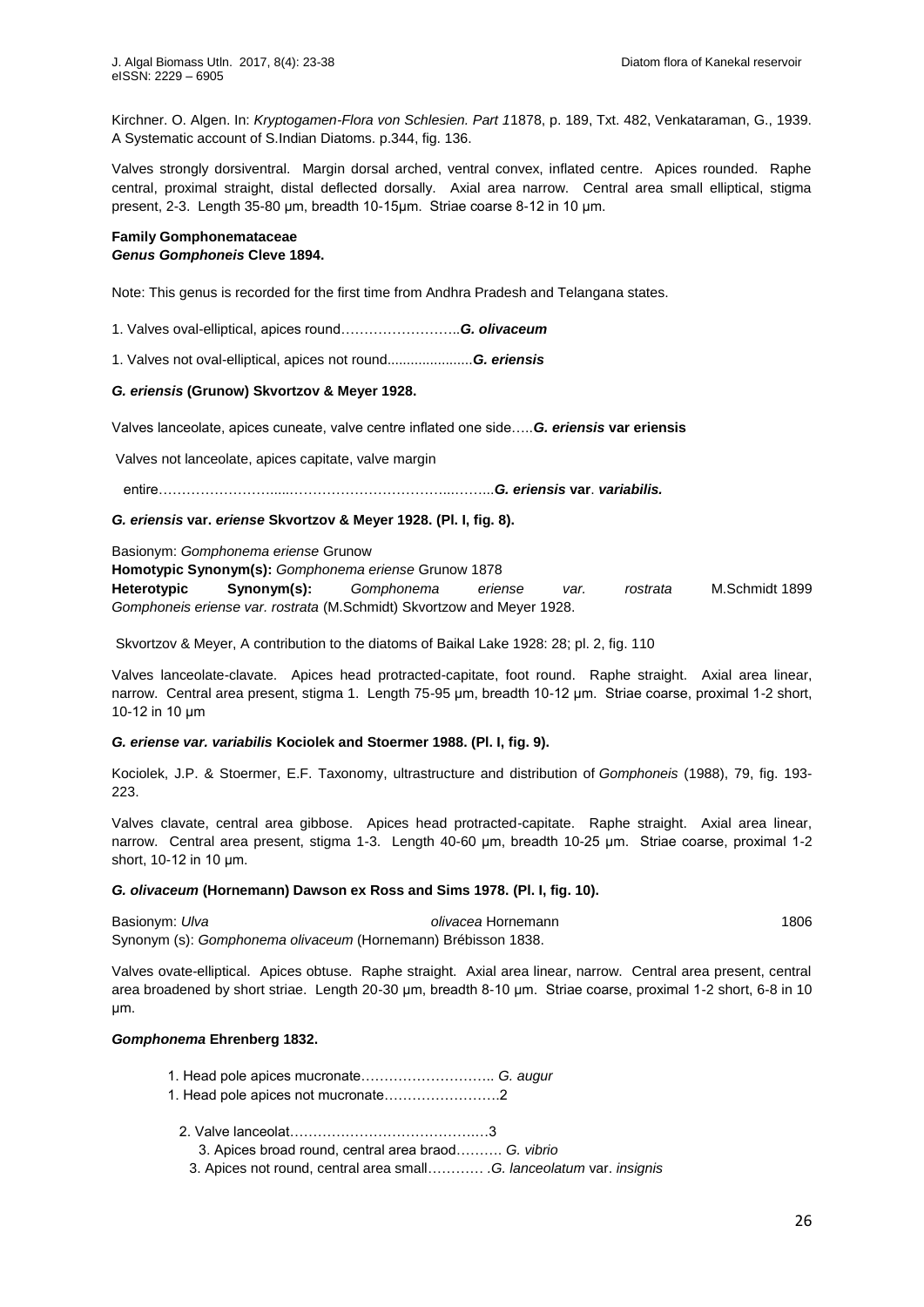Kirchner. O. Algen. In: *Kryptogamen-Flora von Schlesien. Part 1*1878, p. 189, Txt. 482, Venkataraman, G., 1939. A Systematic account of S.Indian Diatoms. p.344, fig. 136.

Valves strongly dorsiventral. Margin dorsal arched, ventral convex, inflated centre. Apices rounded. Raphe central, proximal straight, distal deflected dorsally. Axial area narrow. Central area small elliptical, stigma present, 2-3. Length 35-80 µm, breadth 10-15µm. Striae coarse 8-12 in 10 µm.

**Family Gomphonemataceae**
***Genus Gomphoneis* Cleve 1894.**

Note: This genus is recorded for the first time from Andhra Pradesh and Telangana states.

1. Valves oval-elliptical, apices round……………………..***G. olivaceum***

1. Valves not oval-elliptical, apices not round.....................***G. eriensis***

***G. eriensis* (Grunow) Skvortzov & Meyer 1928.**

Valves lanceolate, apices cuneate, valve centre inflated one side…..***G. eriensis* var eriensis**

Valves not lanceolate, apices capitate, valve margin

entire……………………......……………………………..……...***G. eriensis* var**. ***variabilis.***

***G. eriensis* var. *eriense* Skvortzov & Meyer 1928. (Pl. I, fig. 8).**

Basionym: *Gomphonema eriense* Grunow
**Homotypic Synonym(s):** *Gomphonema eriense* Grunow 1878
**Heterotypic Synonym(s):** *Gomphonema eriense var. rostrata* M.Schmidt 1899 *Gomphoneis eriense var. rostrata* (M.Schmidt) Skvortzow and Meyer 1928.

Skvortzov & Meyer, A contribution to the diatoms of Baikal Lake 1928: 28; pl. 2, fig. 110

Valves lanceolate-clavate. Apices head protracted-capitate, foot round. Raphe straight. Axial area linear, narrow. Central area present, stigma 1. Length 75-95 µm, breadth 10-12 µm. Striae coarse, proximal 1-2 short, 10-12 in 10 µm

***G. eriense var. variabilis* Kociolek and Stoermer 1988. (Pl. I, fig. 9).**

Kociolek, J.P. & Stoermer, E.F. Taxonomy, ultrastructure and distribution of *Gomphoneis* (1988), 79, fig. 193-223.

Valves clavate, central area gibbose. Apices head protracted-capitate. Raphe straight. Axial area linear, narrow. Central area present, stigma 1-3. Length 40-60 µm, breadth 10-25 µm. Striae coarse, proximal 1-2 short, 10-12 in 10 µm.

***G. olivaceum* (Hornemann) Dawson ex Ross and Sims 1978. (Pl. I, fig. 10).**

Basionym: *Ulva olivacea* Hornemann 1806
Synonym (s): *Gomphonema olivaceum* (Hornemann) Brébisson 1838.

Valves ovate-elliptical. Apices obtuse. Raphe straight. Axial area linear, narrow. Central area present, central area broadened by short striae. Length 20-30 µm, breadth 8-10 µm. Striae coarse, proximal 1-2 short, 6-8 in 10 µm.

***Gomphonema* Ehrenberg 1832.**

1. Head pole apices mucronate……………………….. *G. augur*
1. Head pole apices not mucronate…………………….2

 2. Valve lanceolat…………………………………….3
  3. Apices broad round, central area braod………. *G. vibrio*
  3. Apices not round, central area small………… .*G. lanceolatum* var. *insignis*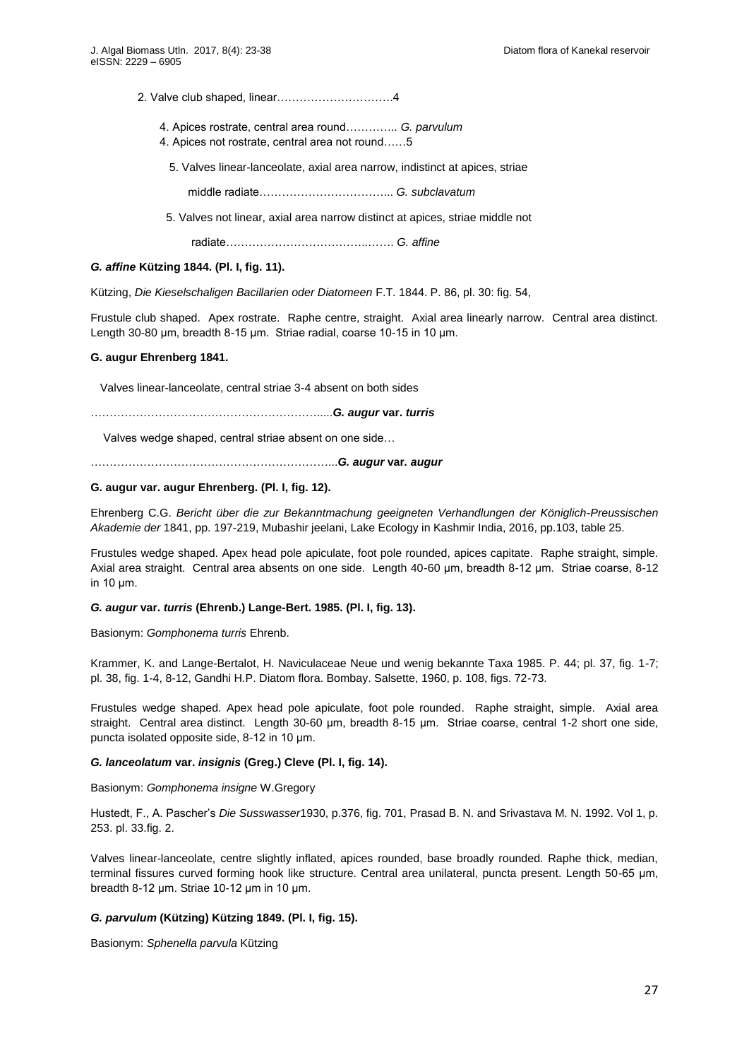2. Valve club shaped, linear…………………………4

4. Apices rostrate, central area round………….. *G. parvulum*

4. Apices not rostrate, central area not round……5

5. Valves linear-lanceolate, axial area narrow, indistinct at apices, striae middle radiate…………………………….... *G. subclavatum*

5. Valves not linear, axial area narrow distinct at apices, striae middle not radiate……………………………..……. *G. affine*

***G. affine* Kützing 1844. (Pl. I, fig. 11).**

Kützing, *Die Kieselschaligen Bacillarien oder Diatomeen* F.T. 1844. P. 86, pl. 30: fig. 54,

Frustule club shaped. Apex rostrate. Raphe centre, straight. Axial area linearly narrow. Central area distinct. Length 30-80 µm, breadth 8-15 µm. Striae radial, coarse 10-15 in 10 µm.

**G. augur Ehrenberg 1841.**

Valves linear-lanceolate, central striae 3-4 absent on both sides

……………………………………………………....***G. augur* var. *turris***

Valves wedge shaped, central striae absent on one side…

………………………………………………………..***G. augur* var. *augur***

**G. augur var. augur Ehrenberg. (Pl. I, fig. 12).**

Ehrenberg C.G. *Bericht über die zur Bekanntmachung geeigneten Verhandlungen der Königlich-Preussischen Akademie der* 1841, pp. 197-219, Mubashir jeelani, Lake Ecology in Kashmir India, 2016, pp.103, table 25.

Frustules wedge shaped. Apex head pole apiculate, foot pole rounded, apices capitate. Raphe straight, simple. Axial area straight. Central area absents on one side. Length 40-60 µm, breadth 8-12 µm. Striae coarse, 8-12 in 10 µm.

***G. augur* var. *turris* (Ehrenb.) Lange-Bert. 1985. (Pl. I, fig. 13).**

Basionym: *Gomphonema turris* Ehrenb.

Krammer, K. and Lange-Bertalot, H. Naviculaceae Neue und wenig bekannte Taxa 1985. P. 44; pl. 37, fig. 1-7; pl. 38, fig. 1-4, 8-12, Gandhi H.P. Diatom flora. Bombay. Salsette, 1960, p. 108, figs. 72-73.

Frustules wedge shaped. Apex head pole apiculate, foot pole rounded. Raphe straight, simple. Axial area straight. Central area distinct. Length 30-60 µm, breadth 8-15 µm. Striae coarse, central 1-2 short one side, puncta isolated opposite side, 8-12 in 10 µm.

***G. lanceolatum* var. *insignis* (Greg.) Cleve (Pl. I, fig. 14).**

Basionym: *Gomphonema insigne* W.Gregory

Hustedt, F., A. Pascher's *Die Susswasser*1930, p.376, fig. 701, Prasad B. N. and Srivastava M. N. 1992. Vol 1, p. 253. pl. 33.fig. 2.

Valves linear-lanceolate, centre slightly inflated, apices rounded, base broadly rounded. Raphe thick, median, terminal fissures curved forming hook like structure. Central area unilateral, puncta present. Length 50-65 µm, breadth 8-12 µm. Striae 10-12 µm in 10 µm.

***G. parvulum* (Kützing) Kützing 1849. (Pl. I, fig. 15).**

Basionym: *Sphenella parvula* Kützing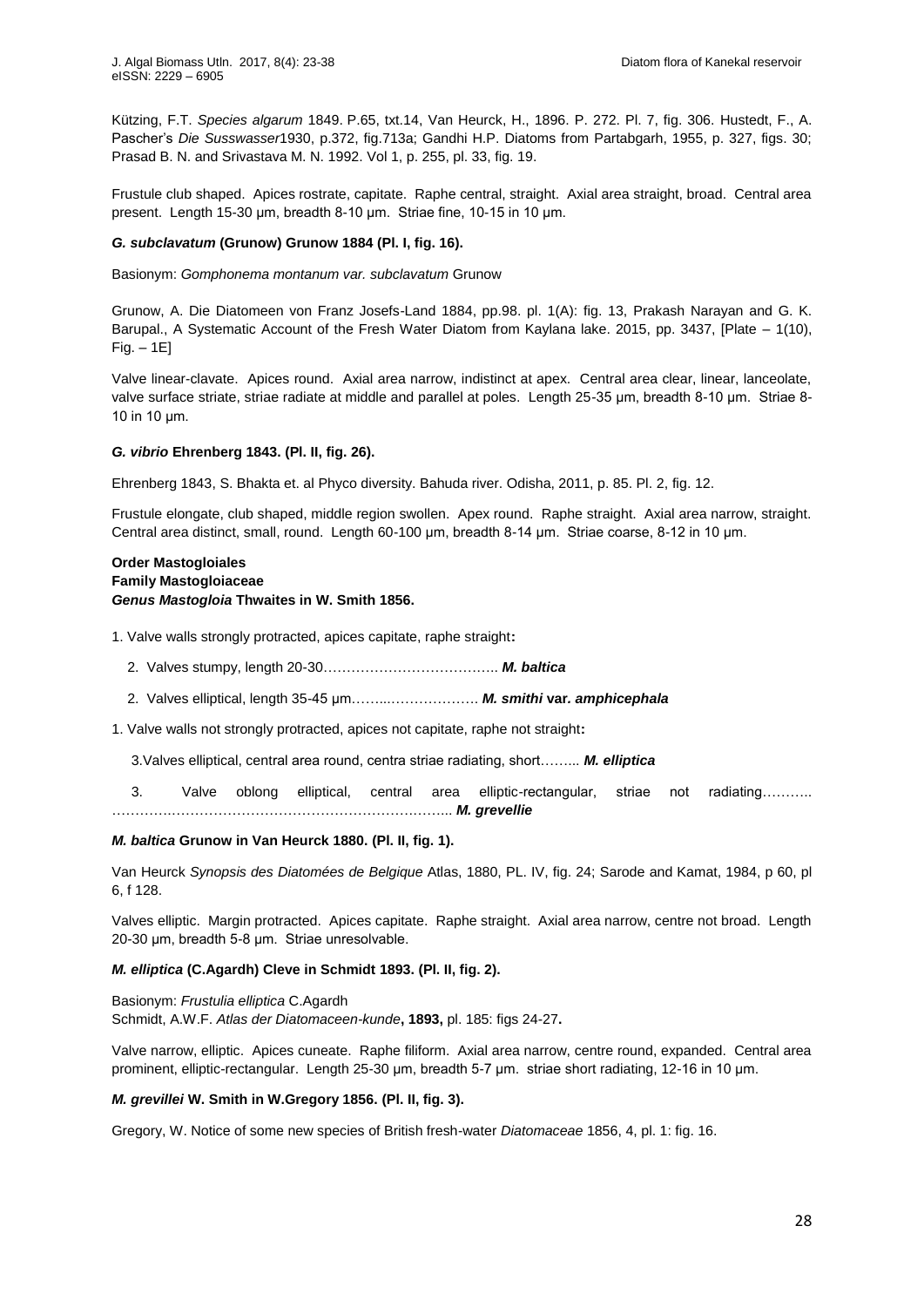Kützing, F.T. *Species algarum* 1849. P.65, txt.14, Van Heurck, H., 1896. P. 272. Pl. 7, fig. 306. Hustedt, F., A. Pascher's *Die Susswasser*1930, p.372, fig.713a; Gandhi H.P. Diatoms from Partabgarh, 1955, p. 327, figs. 30; Prasad B. N. and Srivastava M. N. 1992. Vol 1, p. 255, pl. 33, fig. 19.

Frustule club shaped. Apices rostrate, capitate. Raphe central, straight. Axial area straight, broad. Central area present. Length 15-30 µm, breadth 8-10 µm. Striae fine, 10-15 in 10 µm.

***G. subclavatum* (Grunow) Grunow 1884 (Pl. I, fig. 16).**

Basionym: *Gomphonema montanum var. subclavatum* Grunow

Grunow, A. Die Diatomeen von Franz Josefs-Land 1884, pp.98. pl. 1(A): fig. 13, Prakash Narayan and G. K. Barupal., A Systematic Account of the Fresh Water Diatom from Kaylana lake. 2015, pp. 3437, [Plate – 1(10), Fig. – 1E]

Valve linear-clavate. Apices round. Axial area narrow, indistinct at apex. Central area clear, linear, lanceolate, valve surface striate, striae radiate at middle and parallel at poles. Length 25-35 µm, breadth 8-10 µm. Striae 8-10 in 10 µm.

***G. vibrio* Ehrenberg 1843. (Pl. II, fig. 26).**

Ehrenberg 1843, S. Bhakta et. al Phyco diversity. Bahuda river. Odisha, 2011, p. 85. Pl. 2, fig. 12.

Frustule elongate, club shaped, middle region swollen. Apex round. Raphe straight. Axial area narrow, straight. Central area distinct, small, round. Length 60-100 µm, breadth 8-14 µm. Striae coarse, 8-12 in 10 µm.

**Order Mastogloiales**
**Family Mastogloiaceae**
***Genus Mastogloia* Thwaites in W. Smith 1856.**

1. Valve walls strongly protracted, apices capitate, raphe straight**:**

   2. Valves stumpy, length 20-30……………………………….. ***M. baltica***

   2. Valves elliptical, length 35-45 µm……..………………. ***M. smithi* var*. amphicephala***

1. Valve walls not strongly protracted, apices not capitate, raphe not straight**:**

   3.Valves elliptical, central area round, centra striae radiating, short…….. ***M. elliptica***

   3. Valve oblong elliptical, central area elliptic-rectangular, striae not radiating……….. ……………………………………………………………….. ***M. grevellie***

***M. baltica* Grunow in Van Heurck 1880. (Pl. II, fig. 1).**

Van Heurck *Synopsis des Diatomées de Belgique* Atlas, 1880, PL. IV, fig. 24; Sarode and Kamat, 1984, p 60, pl 6, f 128.

Valves elliptic. Margin protracted. Apices capitate. Raphe straight. Axial area narrow, centre not broad. Length 20-30 µm, breadth 5-8 µm. Striae unresolvable.

***M. elliptica* (C.Agardh) Cleve in Schmidt 1893. (Pl. II, fig. 2).**

Basionym: *Frustulia elliptica* C.Agardh
Schmidt, A.W.F. *Atlas der Diatomaceen-kunde***, 1893,** pl. 185: figs 24-27**.**

Valve narrow, elliptic. Apices cuneate. Raphe filiform. Axial area narrow, centre round, expanded. Central area prominent, elliptic-rectangular. Length 25-30 µm, breadth 5-7 µm. striae short radiating, 12-16 in 10 µm.

***M. grevillei* W. Smith in W.Gregory 1856. (Pl. II, fig. 3).**

Gregory, W. Notice of some new species of British fresh-water *Diatomaceae* 1856, 4, pl. 1: fig. 16.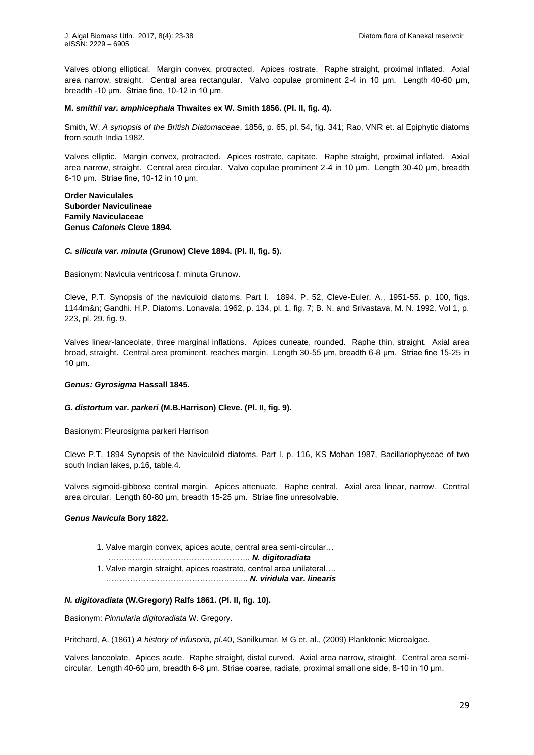Valves oblong elliptical. Margin convex, protracted. Apices rostrate. Raphe straight, proximal inflated. Axial area narrow, straight. Central area rectangular. Valvo copulae prominent 2-4 in 10 µm. Length 40-60 µm, breadth -10 µm. Striae fine, 10-12 in 10 µm.

**M. *smithii var. amphicephala* Thwaites ex W. Smith 1856. (Pl. II, fig. 4).**

Smith, W. *A synopsis of the British Diatomaceae*, 1856, p. 65, pl. 54, fig. 341; Rao, VNR et. al Epiphytic diatoms from south India 1982.

Valves elliptic. Margin convex, protracted. Apices rostrate, capitate. Raphe straight, proximal inflated. Axial area narrow, straight. Central area circular. Valvo copulae prominent 2-4 in 10 µm. Length 30-40 µm, breadth 6-10 µm. Striae fine, 10-12 in 10 µm.

**Order Naviculales**
**Suborder Naviculineae**
**Family Naviculaceae**
**Genus *Caloneis* Cleve 1894.**

***C. silicula var. minuta* (Grunow) Cleve 1894. (Pl. II, fig. 5).**

Basionym: Navicula ventricosa f. minuta Grunow.

Cleve, P.T. Synopsis of the naviculoid diatoms. Part I. 1894. P. 52, Cleve-Euler, A., 1951-55. p. 100, figs. 1144m&n; Gandhi. H.P. Diatoms. Lonavala. 1962, p. 134, pl. 1, fig. 7; B. N. and Srivastava, M. N. 1992. Vol 1, p. 223, pl. 29. fig. 9.

Valves linear-lanceolate, three marginal inflations. Apices cuneate, rounded. Raphe thin, straight. Axial area broad, straight. Central area prominent, reaches margin. Length 30-55 µm, breadth 6-8 µm. Striae fine 15-25 in 10 µm.

***Genus: Gyrosigma* Hassall 1845.**

***G. distortum* var. *parkeri* (M.B.Harrison) Cleve. (Pl. II, fig. 9).**

Basionym: Pleurosigma parkeri Harrison

Cleve P.T. 1894 Synopsis of the Naviculoid diatoms. Part I. p. 116, KS Mohan 1987, Bacillariophyceae of two south Indian lakes, p.16, table.4.

Valves sigmoid-gibbose central margin. Apices attenuate. Raphe central. Axial area linear, narrow. Central area circular. Length 60-80 µm, breadth 15-25 µm. Striae fine unresolvable.

***Genus Navicula* Bory 1822.**

1. Valve margin convex, apices acute, central area semi-circular… …………………………………………….. ***N. digitoradiata***
1. Valve margin straight, apices roastrate, central area unilateral…. …………………………………………….. ***N. viridula* var. *linearis***

***N. digitoradiata* (W.Gregory) Ralfs 1861. (Pl. II, fig. 10).**

Basionym: *Pinnularia digitoradiata* W. Gregory.

Pritchard, A. (1861) *A history of infusoria, pl.*40, Sanilkumar, M G et. al., (2009) Planktonic Microalgae.

Valves lanceolate. Apices acute. Raphe straight, distal curved. Axial area narrow, straight. Central area semi-circular. Length 40-60 µm, breadth 6-8 µm. Striae coarse, radiate, proximal small one side, 8-10 in 10 µm.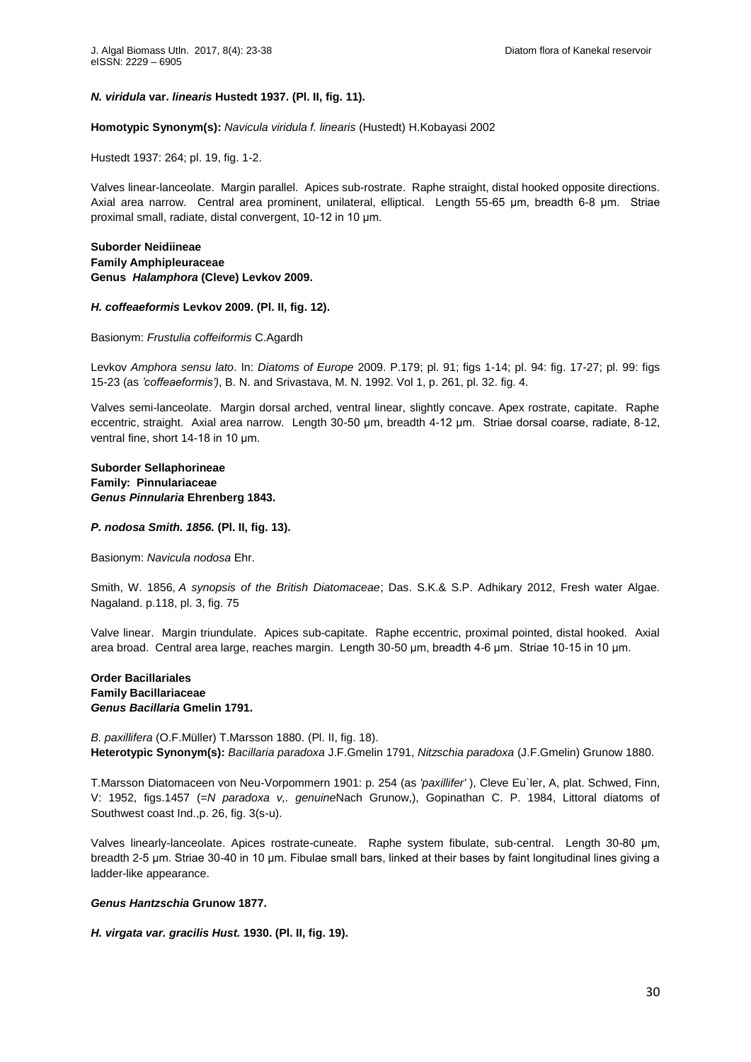***N. viridula* var. *linearis* Hustedt 1937. (Pl. II, fig. 11).**

**Homotypic Synonym(s):** *Navicula viridula f. linearis* (Hustedt) H.Kobayasi 2002

Hustedt 1937: 264; pl. 19, fig. 1-2.

Valves linear-lanceolate. Margin parallel. Apices sub-rostrate. Raphe straight, distal hooked opposite directions. Axial area narrow. Central area prominent, unilateral, elliptical. Length 55-65 µm, breadth 6-8 µm. Striae proximal small, radiate, distal convergent, 10-12 in 10 µm.

**Suborder Neidiineae**
**Family Amphipleuraceae**
**Genus *Halamphora* (Cleve) Levkov 2009.**

***H. coffeaeformis* Levkov 2009. (Pl. II, fig. 12).**

Basionym: *Frustulia coffeiformis* C.Agardh

Levkov *Amphora sensu lato*. In: *Diatoms of Europe* 2009. P.179; pl. 91; figs 1-14; pl. 94: fig. 17-27; pl. 99: figs 15-23 (as *'coffeaeformis')*, B. N. and Srivastava, M. N. 1992. Vol 1, p. 261, pl. 32. fig. 4.

Valves semi-lanceolate. Margin dorsal arched, ventral linear, slightly concave. Apex rostrate, capitate. Raphe eccentric, straight. Axial area narrow. Length 30-50 µm, breadth 4-12 µm. Striae dorsal coarse, radiate, 8-12, ventral fine, short 14-18 in 10 µm.

**Suborder Sellaphorineae**
**Family: Pinnulariaceae**
***Genus Pinnularia* Ehrenberg 1843.**

***P. nodosa Smith. 1856.* (Pl. II, fig. 13).**

Basionym: *Navicula nodosa* Ehr.

Smith, W. 1856, *A synopsis of the British Diatomaceae*; Das. S.K.& S.P. Adhikary 2012, Fresh water Algae. Nagaland. p.118, pl. 3, fig. 75

Valve linear. Margin triundulate. Apices sub-capitate. Raphe eccentric, proximal pointed, distal hooked. Axial area broad. Central area large, reaches margin. Length 30-50 µm, breadth 4-6 µm. Striae 10-15 in 10 µm.

**Order Bacillariales**
**Family Bacillariaceae**
***Genus Bacillaria* Gmelin 1791.**

*B. paxillifera* (O.F.Müller) T.Marsson 1880. (Pl. II, fig. 18).
**Heterotypic Synonym(s):** *Bacillaria paradoxa* J.F.Gmelin 1791, *Nitzschia paradoxa* (J.F.Gmelin) Grunow 1880.

T.Marsson Diatomaceen von Neu-Vorpommern 1901: p. 254 (as *'paxillifer'* ), Cleve Eu`ler, A, plat. Schwed, Finn, V: 1952, figs.1457 (=*N paradoxa v,. genuine*Nach Grunow,), Gopinathan C. P. 1984, Littoral diatoms of Southwest coast Ind.,p. 26, fig. 3(s-u).

Valves linearly-lanceolate. Apices rostrate-cuneate. Raphe system fibulate, sub-central. Length 30-80 µm, breadth 2-5 µm. Striae 30-40 in 10 µm. Fibulae small bars, linked at their bases by faint longitudinal lines giving a ladder-like appearance.

***Genus Hantzschia* Grunow 1877.**

***H. virgata var. gracilis Hust.* 1930. (Pl. II, fig. 19).**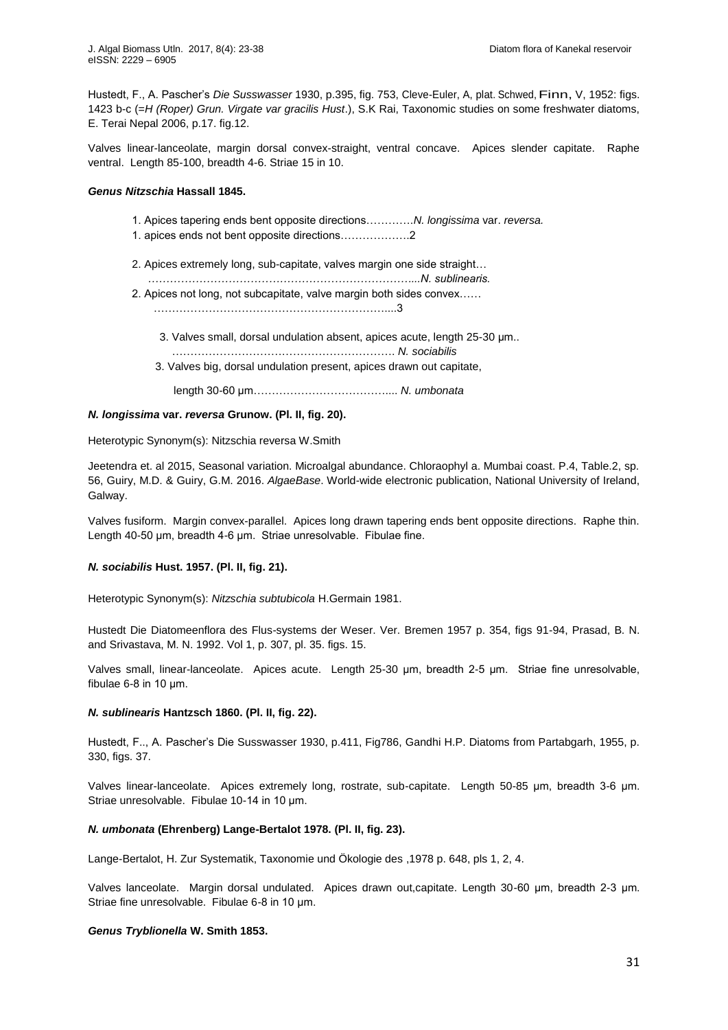Hustedt, F., A. Pascher's *Die Susswasser* 1930, p.395, fig. 753, Cleve-Euler, A, plat. Schwed, Finn, V, 1952: figs. 1423 b-c (=*H (Roper) Grun. Virgate var gracilis Hust*.), S.K Rai, Taxonomic studies on some freshwater diatoms, E. Terai Nepal 2006, p.17. fig.12.

Valves linear-lanceolate, margin dorsal convex-straight, ventral concave. Apices slender capitate. Raphe ventral. Length 85-100, breadth 4-6. Striae 15 in 10.

#### *Genus Nitzschia* Hassall 1845.

1. Apices tapering ends bent opposite directions………….*N. longissima* var. *reversa.*
1. apices ends not bent opposite directions……………….2

2. Apices extremely long, sub-capitate, valves margin one side straight… ……………………………………………………………...*N. sublinearis.*
2. Apices not long, not subcapitate, valve margin both sides convex…… ………………………………………………………....3

3. Valves small, dorsal undulation absent, apices acute, length 25-30 µm.. ……………………………………………………. *N. sociabilis*
3. Valves big, dorsal undulation present, apices drawn out capitate, length 30-60 µm……………………………….... *N. umbonata*

#### *N. longissima* var. *reversa* Grunow. (Pl. II, fig. 20).

Heterotypic Synonym(s): Nitzschia reversa W.Smith

Jeetendra et. al 2015, Seasonal variation. Microalgal abundance. Chloraophyl a. Mumbai coast. P.4, Table.2, sp. 56, Guiry, M.D. & Guiry, G.M. 2016. *AlgaeBase*. World-wide electronic publication, National University of Ireland, Galway.

Valves fusiform. Margin convex-parallel. Apices long drawn tapering ends bent opposite directions. Raphe thin. Length 40-50 µm, breadth 4-6 µm. Striae unresolvable. Fibulae fine.

#### *N. sociabilis* Hust. 1957. (Pl. II, fig. 21).

Heterotypic Synonym(s): *Nitzschia subtubicola* H.Germain 1981.

Hustedt Die Diatomeenflora des Flus-systems der Weser. Ver. Bremen 1957 p. 354, figs 91-94, Prasad, B. N. and Srivastava, M. N. 1992. Vol 1, p. 307, pl. 35. figs. 15.

Valves small, linear-lanceolate. Apices acute. Length 25-30 µm, breadth 2-5 µm. Striae fine unresolvable, fibulae 6-8 in 10 µm.

#### *N. sublinearis* Hantzsch 1860. (Pl. II, fig. 22).

Hustedt, F.., A. Pascher's Die Susswasser 1930, p.411, Fig786, Gandhi H.P. Diatoms from Partabgarh, 1955, p. 330, figs. 37.

Valves linear-lanceolate. Apices extremely long, rostrate, sub-capitate. Length 50-85 µm, breadth 3-6 µm. Striae unresolvable. Fibulae 10-14 in 10 µm.

#### *N. umbonata* (Ehrenberg) Lange-Bertalot 1978. (Pl. II, fig. 23).

Lange-Bertalot, H. Zur Systematik, Taxonomie und Ökologie des ,1978 p. 648, pls 1, 2, 4.

Valves lanceolate. Margin dorsal undulated. Apices drawn out,capitate. Length 30-60 µm, breadth 2-3 µm. Striae fine unresolvable. Fibulae 6-8 in 10 µm.

#### *Genus Tryblionella* W. Smith 1853.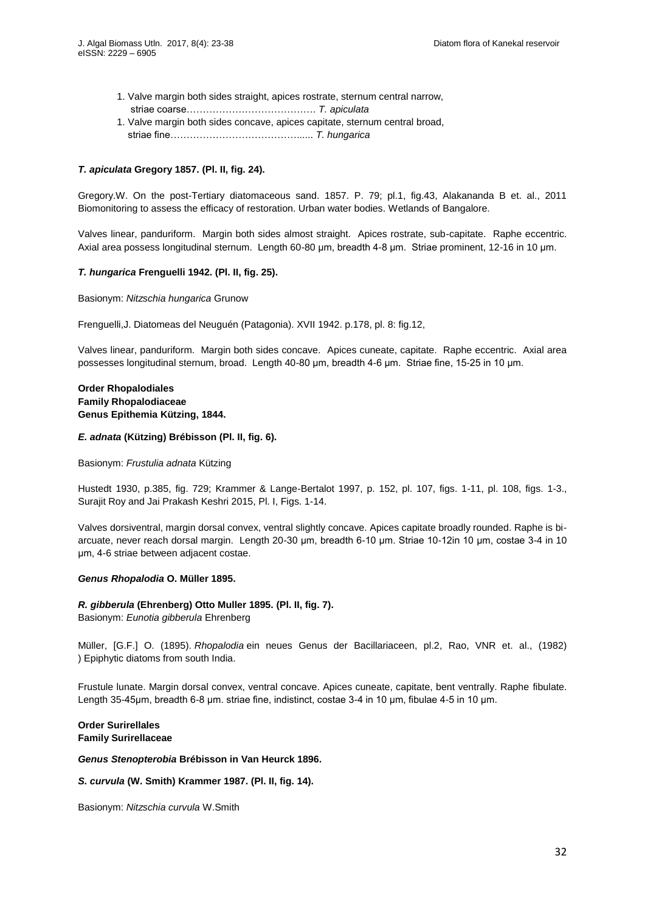1. Valve margin both sides straight, apices rostrate, sternum central narrow, striae coarse…………………………………. *T. apiculata*
1. Valve margin both sides concave, apices capitate, sternum central broad, striae fine…………………………………..... *T. hungarica*

***T. apiculata*** **Gregory 1857. (Pl. II, fig. 24).**

Gregory.W. On the post-Tertiary diatomaceous sand. 1857. P. 79; pl.1, fig.43, Alakananda B et. al., 2011 Biomonitoring to assess the efficacy of restoration. Urban water bodies. Wetlands of Bangalore.

Valves linear, panduriform. Margin both sides almost straight. Apices rostrate, sub-capitate. Raphe eccentric. Axial area possess longitudinal sternum. Length 60-80 µm, breadth 4-8 µm. Striae prominent, 12-16 in 10 µm.

***T. hungarica*** **Frenguelli 1942. (Pl. II, fig. 25).**

Basionym: *Nitzschia hungarica* Grunow

Frenguelli,J. Diatomeas del Neuguén (Patagonia). XVII 1942. p.178, pl. 8: fig.12,

Valves linear, panduriform. Margin both sides concave. Apices cuneate, capitate. Raphe eccentric. Axial area possesses longitudinal sternum, broad. Length 40-80 µm, breadth 4-6 µm. Striae fine, 15-25 in 10 µm.

**Order Rhopalodiales**
**Family Rhopalodiaceae**
**Genus Epithemia Kützing, 1844.**

***E. adnata*** **(Kützing) Brébisson (Pl. II, fig. 6).**

Basionym: *Frustulia adnata* Kützing

Hustedt 1930, p.385, fig. 729; Krammer & Lange-Bertalot 1997, p. 152, pl. 107, figs. 1-11, pl. 108, figs. 1-3., Surajit Roy and Jai Prakash Keshri 2015, Pl. I, Figs. 1-14.

Valves dorsiventral, margin dorsal convex, ventral slightly concave. Apices capitate broadly rounded. Raphe is bi-arcuate, never reach dorsal margin. Length 20-30 µm, breadth 6-10 µm. Striae 10-12in 10 µm, costae 3-4 in 10 µm, 4-6 striae between adjacent costae.

***Genus Rhopalodia*** **O. Müller 1895.**

***R. gibberula*** **(Ehrenberg) Otto Muller 1895. (Pl. II, fig. 7).**
Basionym: *Eunotia gibberula* Ehrenberg

Müller, [G.F.] O. (1895). *Rhopalodia* ein neues Genus der Bacillariaceen, pl.2, Rao, VNR et. al., (1982) ) Epiphytic diatoms from south India.

Frustule lunate. Margin dorsal convex, ventral concave. Apices cuneate, capitate, bent ventrally. Raphe fibulate. Length 35-45µm, breadth 6-8 µm. striae fine, indistinct, costae 3-4 in 10 µm, fibulae 4-5 in 10 µm.

**Order Surirellales**
**Family Surirellaceae**

***Genus Stenopterobia*** **Brébisson in Van Heurck 1896.**

***S. curvula*** **(W. Smith) Krammer 1987. (Pl. II, fig. 14).**

Basionym: *Nitzschia curvula* W.Smith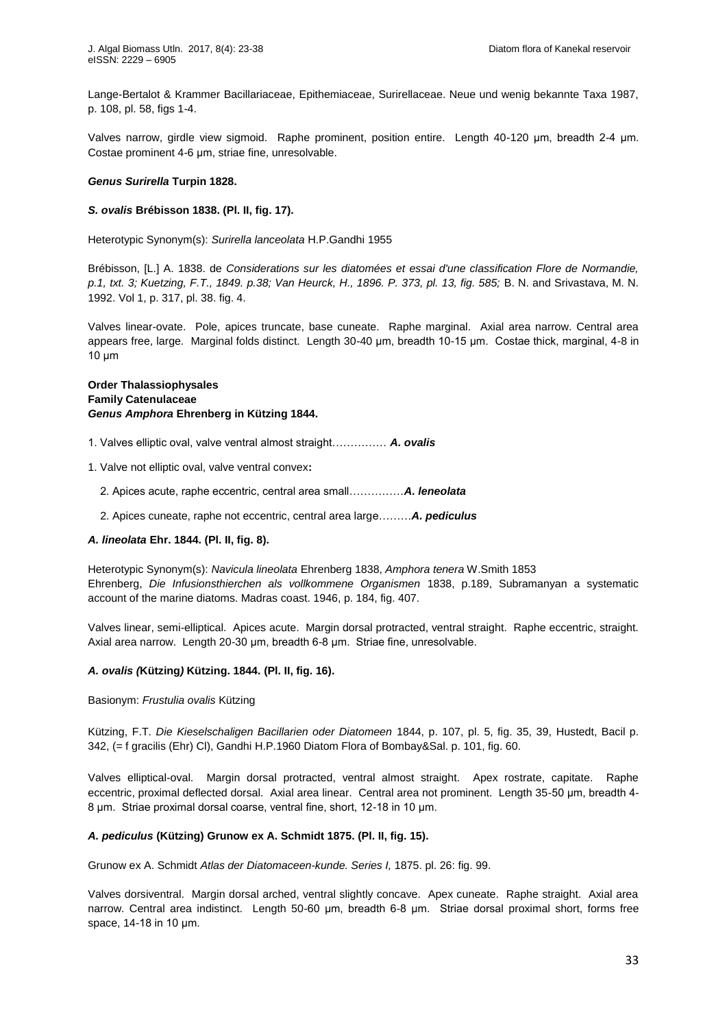Lange-Bertalot & Krammer Bacillariaceae, Epithemiaceae, Surirellaceae. Neue und wenig bekannte Taxa 1987, p. 108, pl. 58, figs 1-4.

Valves narrow, girdle view sigmoid. Raphe prominent, position entire. Length 40-120 µm, breadth 2-4 µm. Costae prominent 4-6 µm, striae fine, unresolvable.

***Genus Surirella* Turpin 1828.**

***S. ovalis* Brébisson 1838. (Pl. II, fig. 17).**

Heterotypic Synonym(s): *Surirella lanceolata* H.P.Gandhi 1955

Brébisson, [L.] A. 1838. de *Considerations sur les diatomées et essai d'une classification Flore de Normandie, p.1, txt. 3; Kuetzing, F.T., 1849. p.38; Van Heurck, H., 1896. P. 373, pl. 13, fig. 585;* B. N. and Srivastava, M. N. 1992. Vol 1, p. 317, pl. 38. fig. 4.

Valves linear-ovate. Pole, apices truncate, base cuneate. Raphe marginal. Axial area narrow. Central area appears free, large. Marginal folds distinct. Length 30-40 µm, breadth 10-15 µm. Costae thick, marginal, 4-8 in 10 µm

**Order Thalassiophysales**
**Family Catenulaceae**
***Genus Amphora* Ehrenberg in Kützing 1844.**

1. Valves elliptic oval, valve ventral almost straight…………… ***A. ovalis***

1. Valve not elliptic oval, valve ventral convex**:**

   2. Apices acute, raphe eccentric, central area small……………***A. leneolata***

   2. Apices cuneate, raphe not eccentric, central area large………***A. pediculus***

***A. lineolata* Ehr. 1844. (Pl. II, fig. 8).**

Heterotypic Synonym(s): *Navicula lineolata* Ehrenberg 1838, *Amphora tenera* W.Smith 1853
Ehrenberg, *Die Infusionsthierchen als vollkommene Organismen* 1838, p.189, Subramanyan a systematic account of the marine diatoms. Madras coast. 1946, p. 184, fig. 407.

Valves linear, semi-elliptical. Apices acute. Margin dorsal protracted, ventral straight. Raphe eccentric, straight. Axial area narrow. Length 20-30 µm, breadth 6-8 µm. Striae fine, unresolvable.

***A. ovalis (*Kützing*)* Kützing. 1844. (Pl. II, fig. 16).**

Basionym: *Frustulia ovalis* Kützing

Kützing, F.T. *Die Kieselschaligen Bacillarien oder Diatomeen* 1844, p. 107, pl. 5, fig. 35, 39, Hustedt, Bacil p. 342, (= f gracilis (Ehr) Cl), Gandhi H.P.1960 Diatom Flora of Bombay&Sal. p. 101, fig. 60.

Valves elliptical-oval. Margin dorsal protracted, ventral almost straight. Apex rostrate, capitate. Raphe eccentric, proximal deflected dorsal. Axial area linear. Central area not prominent. Length 35-50 µm, breadth 4-8 µm. Striae proximal dorsal coarse, ventral fine, short, 12-18 in 10 µm.

***A. pediculus* (Kützing) Grunow ex A. Schmidt 1875. (Pl. II, fig. 15).**

Grunow ex A. Schmidt *Atlas der Diatomaceen-kunde. Series I,* 1875. pl. 26: fig. 99.

Valves dorsiventral. Margin dorsal arched, ventral slightly concave. Apex cuneate. Raphe straight. Axial area narrow. Central area indistinct. Length 50-60 µm, breadth 6-8 µm. Striae dorsal proximal short, forms free space, 14-18 in 10 µm.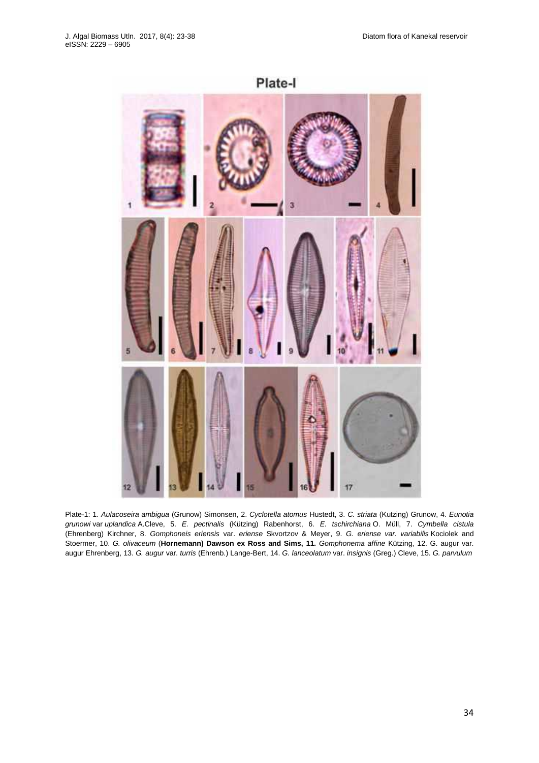Plate-I

Plate-1: 1. *Aulacoseira ambigua* (Grunow) Simonsen, 2. *Cyclotella atomus* Hustedt, 3. *C. striata* (Kutzing) Grunow, 4. *Eunotia grunowi* var *uplandica* A.Cleve, 5. *E. pectinalis* (Kützing) Rabenhorst, 6. *E. tschirchiana* O. Müll, 7. *Cymbella cistula* (Ehrenberg) Kirchner, 8. *Gomphoneis eriensis* var. *eriense* Skvortzov & Meyer, 9. *G. eriense var. variabilis* Kociolek and Stoermer, 10. *G. olivaceum* (**Hornemann) Dawson ex Ross and Sims, 11.** *Gomphonema affine* Kützing, 12. G. augur var. augur Ehrenberg, 13. *G. augur* var. *turris* (Ehrenb.) Lange-Bert, 14. *G. lanceolatum* var. *insignis* (Greg.) Cleve, 15. *G. parvulum*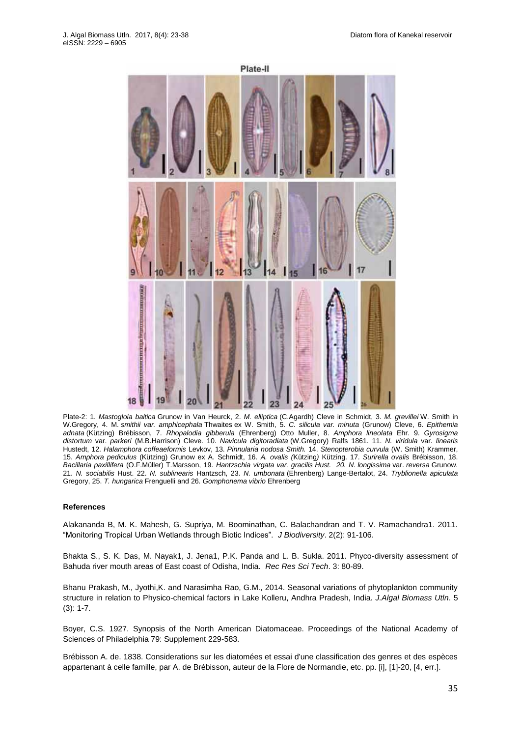Plate-2: 1. *Mastogloia baltica* Grunow in Van Heurck, 2. *M. elliptica* (C.Agardh) Cleve in Schmidt, 3. *M. grevillei* W. Smith in W.Gregory, 4. M. *smithii var. amphicephala* Thwaites ex W. Smith, 5. *C. silicula var. minuta* (Grunow) Cleve, 6. *Epithemia adnata* (Kützing) Brébisson, 7. *Rhopalodia gibberula* (Ehrenberg) Otto Muller, 8. *Amphora lineolata* Ehr. 9. *Gyrosigma distortum* var. *parkeri* (M.B.Harrison) Cleve. 10. *Navicula digitoradiata* (W.Gregory) Ralfs 1861. 11. *N. viridula* var. *linearis* Hustedt, 12. *Halamphora coffeaeformis* Levkov, 13. *Pinnularia nodosa Smith.* 14. *Stenopterobia curvula* (W. Smith) Krammer, 15. *Amphora pediculus* (Kützing) Grunow ex A. Schmidt, 16. *A. ovalis (*Kützing) Kützing. 17. *Surirella ovalis* Brébisson, 18. *Bacillaria paxillifera* (O.F.Müller) T.Marsson, 19. *Hantzschia virgata var. gracilis Hust. 20. N. longissima* var. *reversa* Grunow. 21. *N. sociabilis* Hust. 22. *N. sublinearis* Hantzsch, 23. *N. umbonata* (Ehrenberg) Lange-Bertalot, 24. *Tryblionella apiculata* Gregory, 25. *T. hungarica* Frenguelli and 26. *Gomphonema vibrio* Ehrenberg

#### References

Alakananda B, M. K. Mahesh, G. Supriya, M. Boominathan, C. Balachandran and T. V. Ramachandra1. 2011. "Monitoring Tropical Urban Wetlands through Biotic Indices". *J Biodiversity*. 2(2): 91-106.

Bhakta S., S. K. Das, M. Nayak1, J. Jena1, P.K. Panda and L. B. Sukla. 2011. Phyco-diversity assessment of Bahuda river mouth areas of East coast of Odisha, India. *Rec Res Sci Tech*. 3: 80-89.

Bhanu Prakash, M., Jyothi,K. and Narasimha Rao, G.M., 2014. Seasonal variations of phytoplankton community structure in relation to Physico-chemical factors in Lake Kolleru, Andhra Pradesh, India. *J.Algal Biomass Utln*. 5 (3): 1-7.

Boyer, C.S. 1927. Synopsis of the North American Diatomaceae. Proceedings of the National Academy of Sciences of Philadelphia 79: Supplement 229-583.

Brébisson A. de. 1838. Considerations sur les diatomées et essai d'une classification des genres et des espèces appartenant à celle famille, par A. de Brébisson, auteur de la Flore de Normandie, etc. pp. [i], [1]-20, [4, err.].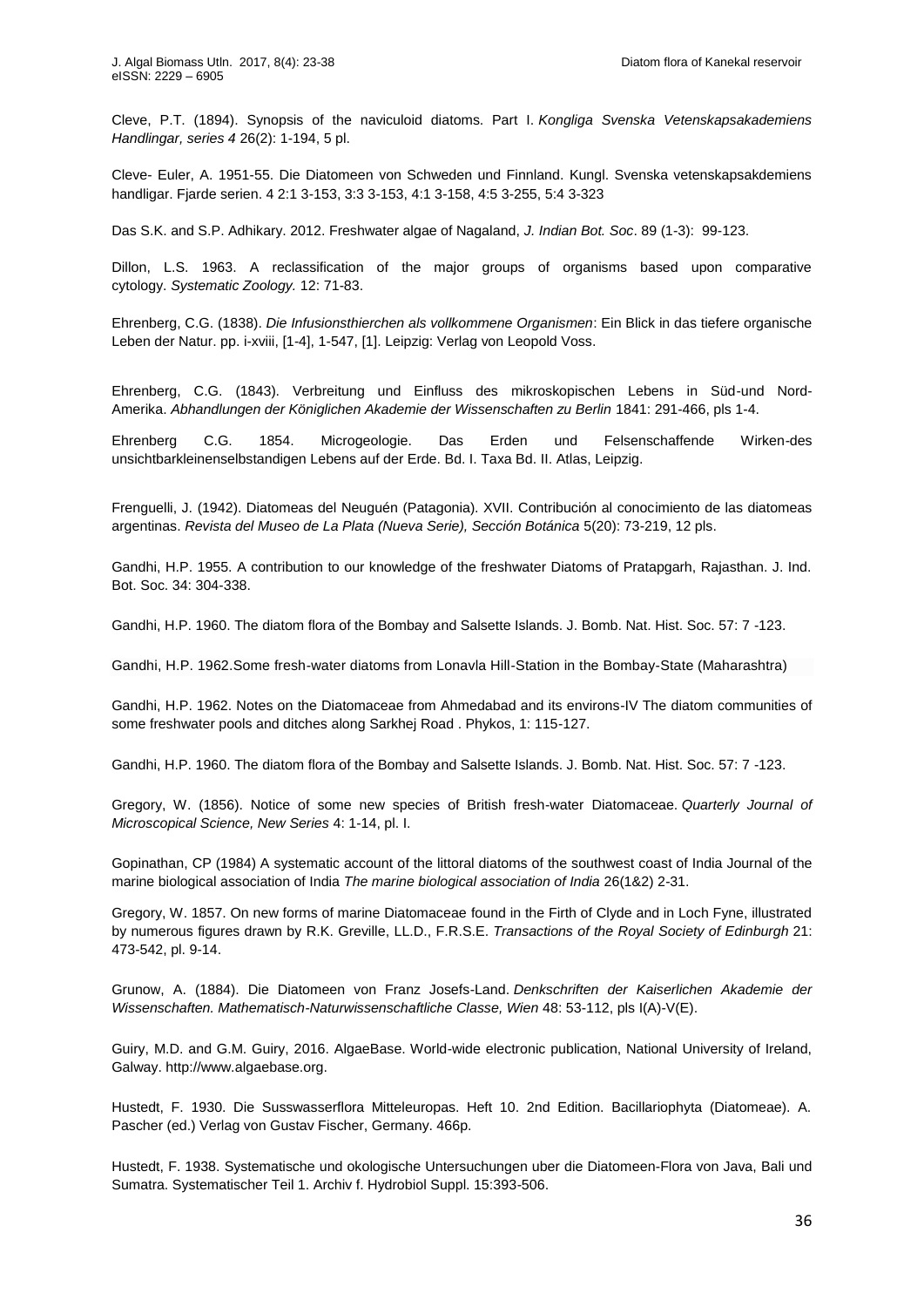Cleve, P.T. (1894). Synopsis of the naviculoid diatoms. Part I. *Kongliga Svenska Vetenskapsakademiens Handlingar, series 4* 26(2): 1-194, 5 pl.

Cleve- Euler, A. 1951-55. Die Diatomeen von Schweden und Finnland. Kungl. Svenska vetenskapsakdemiens handligar. Fjarde serien. 4 2:1 3-153, 3:3 3-153, 4:1 3-158, 4:5 3-255, 5:4 3-323

Das S.K. and S.P. Adhikary. 2012. Freshwater algae of Nagaland, *J. Indian Bot. Soc*. 89 (1-3): 99-123.

Dillon, L.S. 1963. A reclassification of the major groups of organisms based upon comparative cytology. *Systematic Zoology.* 12: 71-83.

Ehrenberg, C.G. (1838). *Die Infusionsthierchen als vollkommene Organismen*: Ein Blick in das tiefere organische Leben der Natur. pp. i-xviii, [1-4], 1-547, [1]. Leipzig: Verlag von Leopold Voss.

Ehrenberg, C.G. (1843). Verbreitung und Einfluss des mikroskopischen Lebens in Süd-und Nord-Amerika. *Abhandlungen der Königlichen Akademie der Wissenschaften zu Berlin* 1841: 291-466, pls 1-4.

Ehrenberg C.G. 1854. Microgeologie. Das Erden und Felsenschaffende Wirken-des unsichtbarkleinenselbstandigen Lebens auf der Erde. Bd. I. Taxa Bd. II. Atlas, Leipzig.

Frenguelli, J. (1942). Diatomeas del Neuguén (Patagonia). XVII. Contribución al conocimiento de las diatomeas argentinas. *Revista del Museo de La Plata (Nueva Serie), Sección Botánica* 5(20): 73-219, 12 pls.

Gandhi, H.P. 1955. A contribution to our knowledge of the freshwater Diatoms of Pratapgarh, Rajasthan. J. Ind. Bot. Soc. 34: 304-338.

Gandhi, H.P. 1960. The diatom flora of the Bombay and Salsette Islands. J. Bomb. Nat. Hist. Soc. 57: 7 -123.

Gandhi, H.P. 1962.Some fresh-water diatoms from Lonavla Hill-Station in the Bombay-State (Maharashtra)

Gandhi, H.P. 1962. Notes on the Diatomaceae from Ahmedabad and its environs-IV The diatom communities of some freshwater pools and ditches along Sarkhej Road . Phykos, 1: 115-127.

Gandhi, H.P. 1960. The diatom flora of the Bombay and Salsette Islands. J. Bomb. Nat. Hist. Soc. 57: 7 -123.

Gregory, W. (1856). Notice of some new species of British fresh-water Diatomaceae. *Quarterly Journal of Microscopical Science, New Series* 4: 1-14, pl. I.

Gopinathan, CP (1984) A systematic account of the littoral diatoms of the southwest coast of India Journal of the marine biological association of India *The marine biological association of India* 26(1&2) 2-31.

Gregory, W. 1857. On new forms of marine Diatomaceae found in the Firth of Clyde and in Loch Fyne, illustrated by numerous figures drawn by R.K. Greville, LL.D., F.R.S.E. *Transactions of the Royal Society of Edinburgh* 21: 473-542, pl. 9-14.

Grunow, A. (1884). Die Diatomeen von Franz Josefs-Land. *Denkschriften der Kaiserlichen Akademie der Wissenschaften. Mathematisch-Naturwissenschaftliche Classe, Wien* 48: 53-112, pls I(A)-V(E).

Guiry, M.D. and G.M. Guiry, 2016. AlgaeBase. World-wide electronic publication, National University of Ireland, Galway. http://www.algaebase.org.

Hustedt, F. 1930. Die Susswasserflora Mitteleuropas. Heft 10. 2nd Edition. Bacillariophyta (Diatomeae). A. Pascher (ed.) Verlag von Gustav Fischer, Germany. 466p.

Hustedt, F. 1938. Systematische und okologische Untersuchungen uber die Diatomeen-Flora von Java, Bali und Sumatra. Systematischer Teil 1. Archiv f. Hydrobiol Suppl. 15:393-506.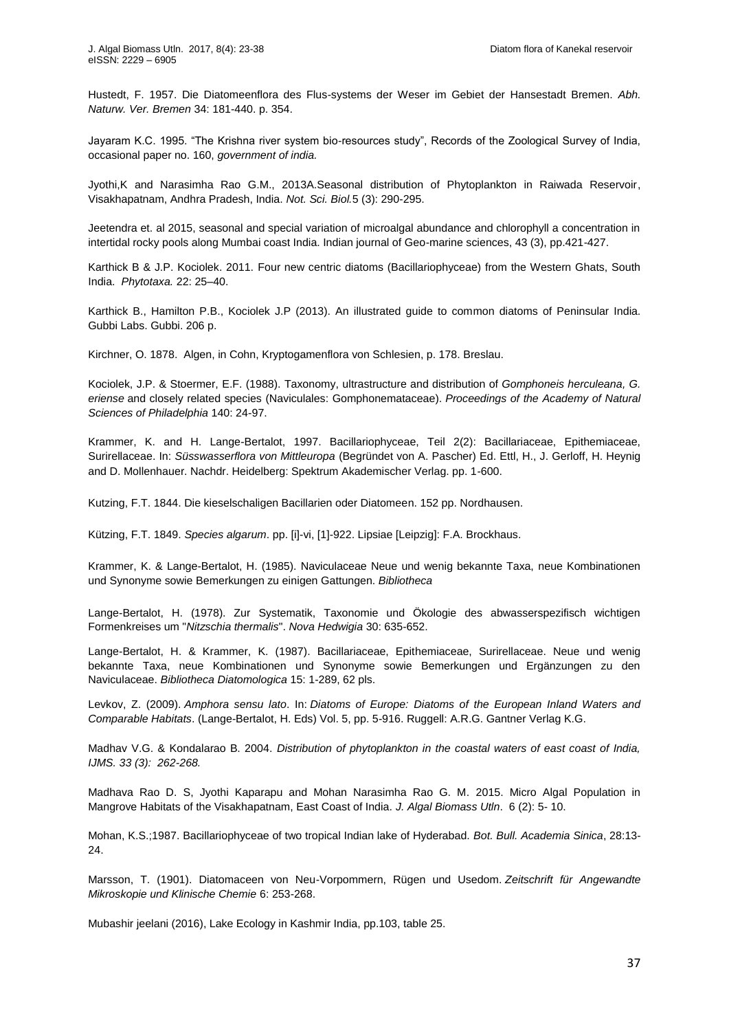Hustedt, F. 1957. Die Diatomeenflora des Flus-systems der Weser im Gebiet der Hansestadt Bremen. *Abh. Naturw. Ver. Bremen* 34: 181-440. p. 354.

Jayaram K.C. 1995. "The Krishna river system bio-resources study", Records of the Zoological Survey of India, occasional paper no. 160, *government of india.*

Jyothi,K and Narasimha Rao G.M., 2013A.Seasonal distribution of Phytoplankton in Raiwada Reservoir, Visakhapatnam, Andhra Pradesh, India. *Not. Sci. Biol.*5 (3): 290-295.

Jeetendra et. al 2015, seasonal and special variation of microalgal abundance and chlorophyll a concentration in intertidal rocky pools along Mumbai coast India. Indian journal of Geo-marine sciences, 43 (3), pp.421-427.

Karthick B & J.P. Kociolek. 2011. Four new centric diatoms (Bacillariophyceae) from the Western Ghats, South India. *Phytotaxa.* 22: 25–40.

Karthick B., Hamilton P.B., Kociolek J.P (2013). An illustrated guide to common diatoms of Peninsular India. Gubbi Labs. Gubbi. 206 p.

Kirchner, O. 1878. Algen, in Cohn, Kryptogamenflora von Schlesien, p. 178. Breslau.

Kociolek, J.P. & Stoermer, E.F. (1988). Taxonomy, ultrastructure and distribution of *Gomphoneis herculeana, G. eriense* and closely related species (Naviculales: Gomphonemataceae). *Proceedings of the Academy of Natural Sciences of Philadelphia* 140: 24-97.

Krammer, K. and H. Lange-Bertalot, 1997. Bacillariophyceae, Teil 2(2): Bacillariaceae, Epithemiaceae, Surirellaceae. In: *Süsswasserflora von Mittleuropa* (Begründet von A. Pascher) Ed. Ettl, H., J. Gerloff, H. Heynig and D. Mollenhauer. Nachdr. Heidelberg: Spektrum Akademischer Verlag. pp. 1-600.

Kutzing, F.T. 1844. Die kieselschaligen Bacillarien oder Diatomeen. 152 pp. Nordhausen.

Kützing, F.T. 1849. *Species algarum*. pp. [i]-vi, [1]-922. Lipsiae [Leipzig]: F.A. Brockhaus.

Krammer, K. & Lange-Bertalot, H. (1985). Naviculaceae Neue und wenig bekannte Taxa, neue Kombinationen und Synonyme sowie Bemerkungen zu einigen Gattungen. *Bibliotheca*

Lange-Bertalot, H. (1978). Zur Systematik, Taxonomie und Ökologie des abwasserspezifisch wichtigen Formenkreises um "*Nitzschia thermalis*". *Nova Hedwigia* 30: 635-652.

Lange-Bertalot, H. & Krammer, K. (1987). Bacillariaceae, Epithemiaceae, Surirellaceae. Neue und wenig bekannte Taxa, neue Kombinationen und Synonyme sowie Bemerkungen und Ergänzungen zu den Naviculaceae. *Bibliotheca Diatomologica* 15: 1-289, 62 pls.

Levkov, Z. (2009). *Amphora sensu lato*. In: *Diatoms of Europe: Diatoms of the European Inland Waters and Comparable Habitats*. (Lange-Bertalot, H. Eds) Vol. 5, pp. 5-916. Ruggell: A.R.G. Gantner Verlag K.G.

Madhav V.G. & Kondalarao B. 2004. *Distribution of phytoplankton in the coastal waters of east coast of India, IJMS. 33 (3): 262-268.*

Madhava Rao D. S, Jyothi Kaparapu and Mohan Narasimha Rao G. M. 2015. Micro Algal Population in Mangrove Habitats of the Visakhapatnam, East Coast of India. *J. Algal Biomass Utln*. 6 (2): 5- 10.

Mohan, K.S.;1987. Bacillariophyceae of two tropical Indian lake of Hyderabad. *Bot. Bull. Academia Sinica*, 28:13-24.

Marsson, T. (1901). Diatomaceen von Neu-Vorpommern, Rügen und Usedom. *Zeitschrift für Angewandte Mikroskopie und Klinische Chemie* 6: 253-268.

Mubashir jeelani (2016), Lake Ecology in Kashmir India, pp.103, table 25.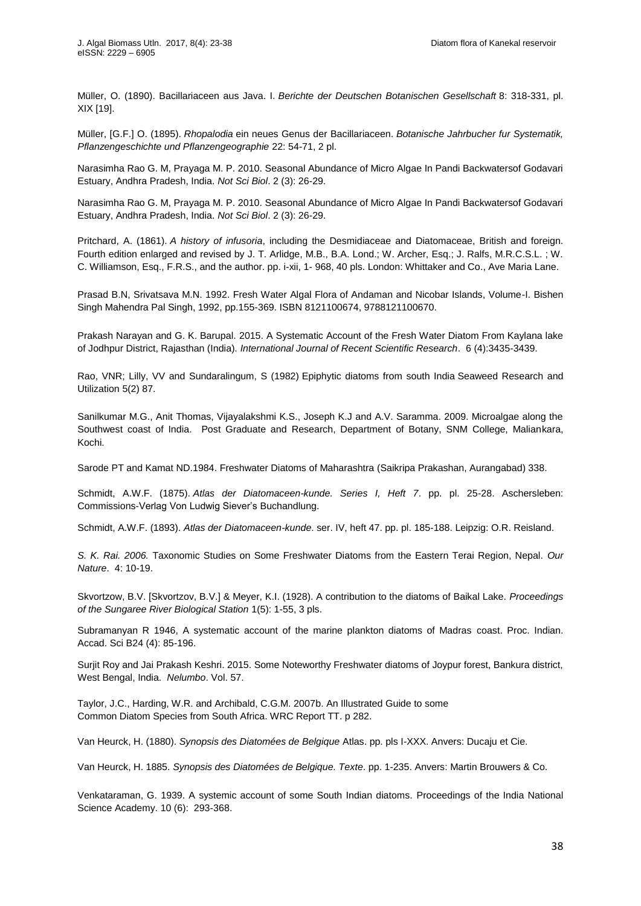Müller, O. (1890). Bacillariaceen aus Java. I. *Berichte der Deutschen Botanischen Gesellschaft* 8: 318-331, pl. XIX [19].

Müller, [G.F.] O. (1895). *Rhopalodia* ein neues Genus der Bacillariaceen. *Botanische Jahrbucher fur Systematik, Pflanzengeschichte und Pflanzengeographie* 22: 54-71, 2 pl.

Narasimha Rao G. M, Prayaga M. P. 2010. Seasonal Abundance of Micro Algae In Pandi Backwatersof Godavari Estuary, Andhra Pradesh, India. *Not Sci Biol*. 2 (3): 26-29.

Narasimha Rao G. M, Prayaga M. P. 2010. Seasonal Abundance of Micro Algae In Pandi Backwatersof Godavari Estuary, Andhra Pradesh, India. *Not Sci Biol*. 2 (3): 26-29.

Pritchard, A. (1861). *A history of infusoria*, including the Desmidiaceae and Diatomaceae, British and foreign. Fourth edition enlarged and revised by J. T. Arlidge, M.B., B.A. Lond.; W. Archer, Esq.; J. Ralfs, M.R.C.S.L. ; W. C. Williamson, Esq., F.R.S., and the author. pp. i-xii, 1- 968, 40 pls. London: Whittaker and Co., Ave Maria Lane.

Prasad B.N, Srivatsava M.N. 1992. Fresh Water Algal Flora of Andaman and Nicobar Islands, Volume-I. Bishen Singh Mahendra Pal Singh, 1992, pp.155-369. ISBN 8121100674, 9788121100670.

Prakash Narayan and G. K. Barupal. 2015. A Systematic Account of the Fresh Water Diatom From Kaylana lake of Jodhpur District, Rajasthan (India). *International Journal of Recent Scientific Research*. 6 (4):3435-3439.

Rao, VNR; Lilly, VV and Sundaralingum, S (1982) Epiphytic diatoms from south India Seaweed Research and Utilization 5(2) 87.

Sanilkumar M.G., Anit Thomas, Vijayalakshmi K.S., Joseph K.J and A.V. Saramma. 2009. Microalgae along the Southwest coast of India. Post Graduate and Research, Department of Botany, SNM College, Maliankara, Kochi.

Sarode PT and Kamat ND.1984. Freshwater Diatoms of Maharashtra (Saikripa Prakashan, Aurangabad) 338.

Schmidt, A.W.F. (1875). *Atlas der Diatomaceen-kunde. Series I, Heft 7*. pp. pl. 25-28. Aschersleben: Commissions-Verlag Von Ludwig Siever's Buchandlung.

Schmidt, A.W.F. (1893). *Atlas der Diatomaceen-kunde*. ser. IV, heft 47. pp. pl. 185-188. Leipzig: O.R. Reisland.

*S. K. Rai. 2006.* Taxonomic Studies on Some Freshwater Diatoms from the Eastern Terai Region, Nepal. *Our Nature*. 4: 10-19.

Skvortzow, B.V. [Skvortzov, B.V.] & Meyer, K.I. (1928). A contribution to the diatoms of Baikal Lake. *Proceedings of the Sungaree River Biological Station* 1(5): 1-55, 3 pls.

Subramanyan R 1946, A systematic account of the marine plankton diatoms of Madras coast. Proc. Indian. Accad. Sci B24 (4): 85-196.

Surjit Roy and Jai Prakash Keshri. 2015. Some Noteworthy Freshwater diatoms of Joypur forest, Bankura district, West Bengal, India. *Nelumbo*. Vol. 57.

Taylor, J.C., Harding, W.R. and Archibald, C.G.M. 2007b. An Illustrated Guide to some Common Diatom Species from South Africa. WRC Report TT. p 282.

Van Heurck, H. (1880). *Synopsis des Diatomées de Belgique* Atlas. pp. pls I-XXX. Anvers: Ducaju et Cie.

Van Heurck, H. 1885. *Synopsis des Diatomées de Belgique. Texte*. pp. 1-235. Anvers: Martin Brouwers & Co.

Venkataraman, G. 1939. A systemic account of some South Indian diatoms. Proceedings of the India National Science Academy. 10 (6): 293-368.